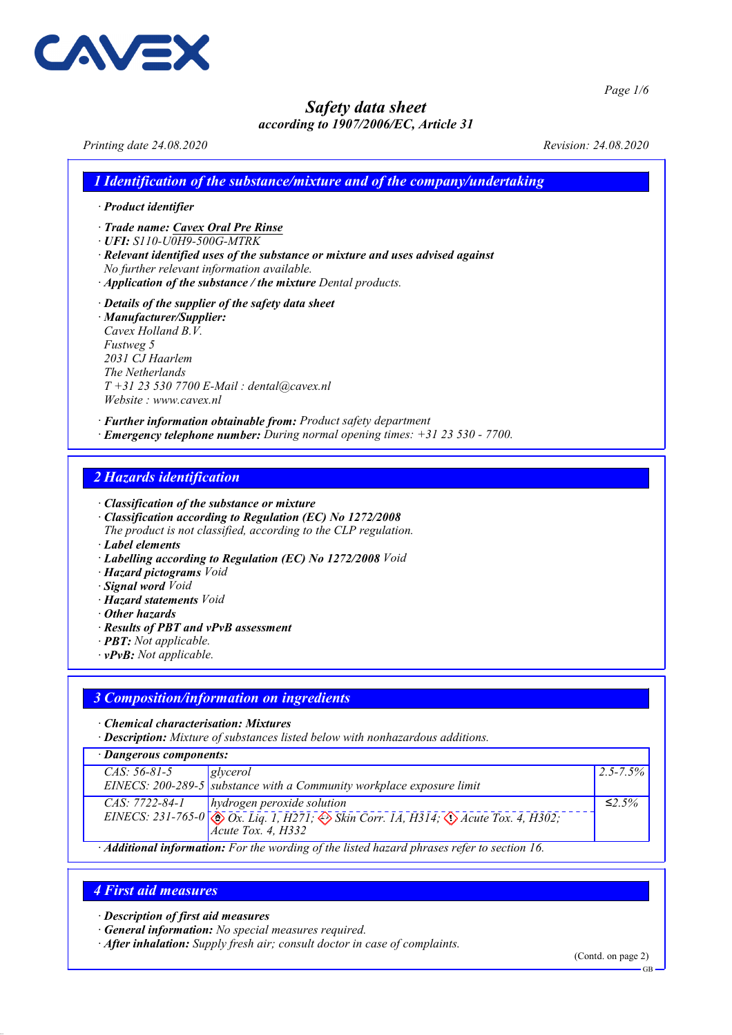# Safety data sheet

*according to 1907/2006/EC, Article 31*

*Printing date 24.08.2020* *Revision: 24.08.2020*

## 1 Identification of the substance/mixture and of the company/undertaking

· **Product identifier**

· **Trade name:** Cavex Oral Pre Rinse
· **UFI:** S110-U0H9-500G-MTRK
· **Relevant identified uses of the substance or mixture and uses advised against**
No further relevant information available.
· **Application of the substance / the mixture** Dental products.

· **Details of the supplier of the safety data sheet**
· **Manufacturer/Supplier:**
Cavex Holland B.V.
Fustweg 5
2031 CJ Haarlem
The Netherlands
T +31 23 530 7700 E-Mail : dental@cavex.nl
Website : www.cavex.nl

· **Further information obtainable from:** Product safety department
· **Emergency telephone number:** During normal opening times: +31 23 530 - 7700.

## 2 Hazards identification

· **Classification of the substance or mixture**
· **Classification according to Regulation (EC) No 1272/2008**
The product is not classified, according to the CLP regulation.
· **Label elements**
· **Labelling according to Regulation (EC) No 1272/2008** Void
· **Hazard pictograms** Void
· **Signal word** Void
· **Hazard statements** Void
· **Other hazards**
· **Results of PBT and vPvB assessment**
· **PBT:** Not applicable.
· **vPvB:** Not applicable.

## 3 Composition/information on ingredients

· **Chemical characterisation: Mixtures**
· **Description:** Mixture of substances listed below with nonhazardous additions.

| · Dangerous components: | | |
|---|---|---|
| CAS: 56-81-5<br>EINECS: 200-289-5 | glycerol<br>substance with a Community workplace exposure limit | 2.5-7.5% |
| CAS: 7722-84-1<br>EINECS: 231-765-0 | hydrogen peroxide solution<br>Ox. Liq. 1, H271; Skin Corr. 1A, H314; Acute Tox. 4, H302; Acute Tox. 4, H332 | ≤2.5% |

· **Additional information:** For the wording of the listed hazard phrases refer to section 16.

## 4 First aid measures

· **Description of first aid measures**
· **General information:** No special measures required.
· **After inhalation:** Supply fresh air; consult doctor in case of complaints.

(Contd. on page 2)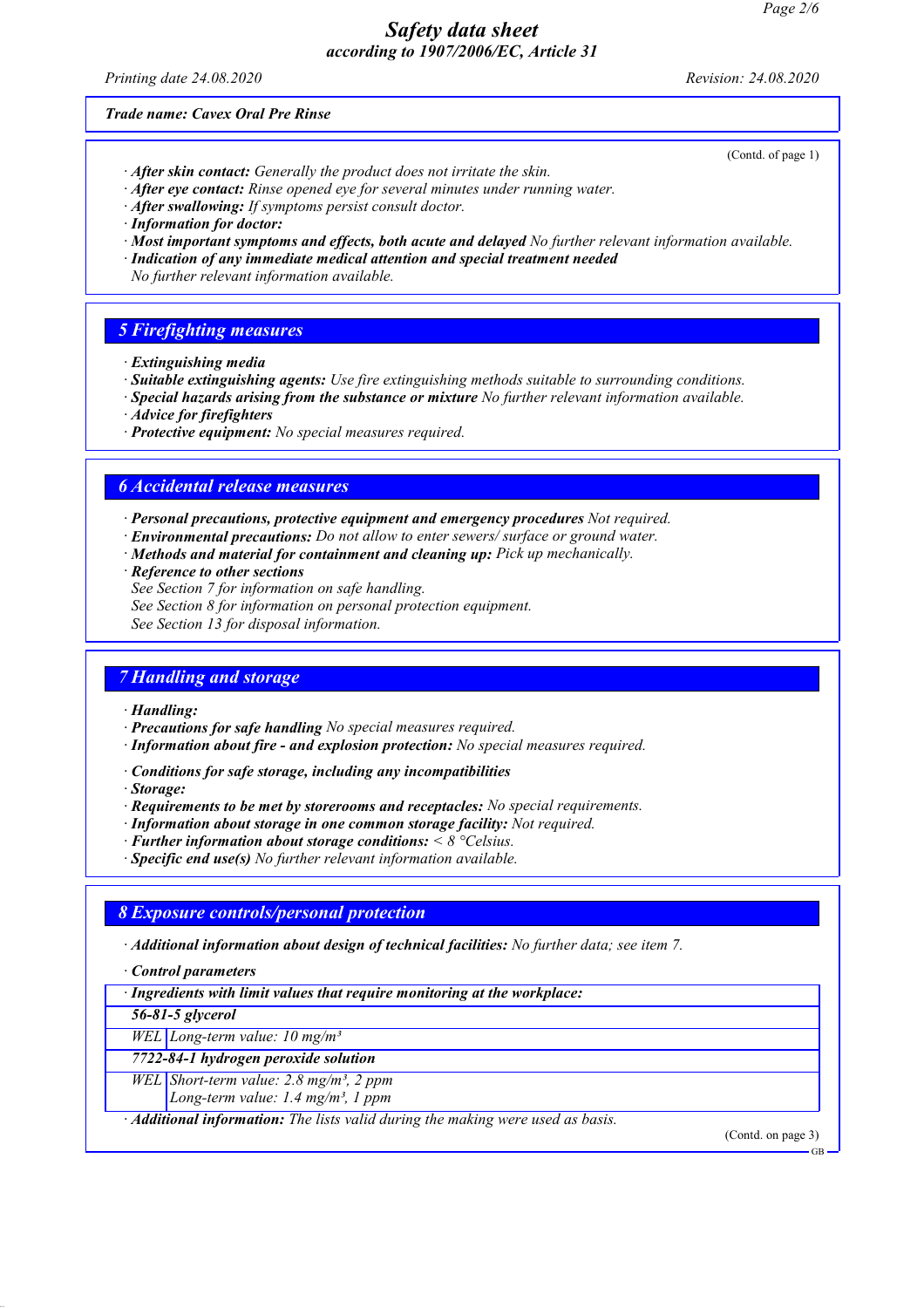*Trade name: Cavex Oral Pre Rinse*

(Contd. of page 1)

· ***After skin contact:*** *Generally the product does not irritate the skin.*
· ***After eye contact:*** *Rinse opened eye for several minutes under running water.*
· ***After swallowing:*** *If symptoms persist consult doctor.*
· ***Information for doctor:***
· ***Most important symptoms and effects, both acute and delayed*** *No further relevant information available.*
· ***Indication of any immediate medical attention and special treatment needed***
*No further relevant information available.*

## 5 Firefighting measures

· ***Extinguishing media***
· ***Suitable extinguishing agents:*** *Use fire extinguishing methods suitable to surrounding conditions.*
· ***Special hazards arising from the substance or mixture*** *No further relevant information available.*
· ***Advice for firefighters***
· ***Protective equipment:*** *No special measures required.*

## 6 Accidental release measures

· ***Personal precautions, protective equipment and emergency procedures*** *Not required.*
· ***Environmental precautions:*** *Do not allow to enter sewers/ surface or ground water.*
· ***Methods and material for containment and cleaning up:*** *Pick up mechanically.*
· ***Reference to other sections***
*See Section 7 for information on safe handling.*
*See Section 8 for information on personal protection equipment.*
*See Section 13 for disposal information.*

## 7 Handling and storage

· ***Handling:***
· ***Precautions for safe handling*** *No special measures required.*
· ***Information about fire - and explosion protection:*** *No special measures required.*

· ***Conditions for safe storage, including any incompatibilities***
· ***Storage:***
· ***Requirements to be met by storerooms and receptacles:*** *No special requirements.*
· ***Information about storage in one common storage facility:*** *Not required.*
· ***Further information about storage conditions:*** *< 8 °Celsius.*
· ***Specific end use(s)*** *No further relevant information available.*

## 8 Exposure controls/personal protection

· ***Additional information about design of technical facilities:*** *No further data; see item 7.*

· ***Control parameters***

| · ***Ingredients with limit values that require monitoring at the workplace:*** | |
|---|---|
| ***56-81-5 glycerol*** | |
| *WEL* | *Long-term value: 10 mg/m³* |
| ***7722-84-1 hydrogen peroxide solution*** | |
| *WEL* | *Short-term value: 2.8 mg/m³, 2 ppm*<br>*Long-term value: 1.4 mg/m³, 1 ppm* |

· ***Additional information:*** *The lists valid during the making were used as basis.*

(Contd. on page 3)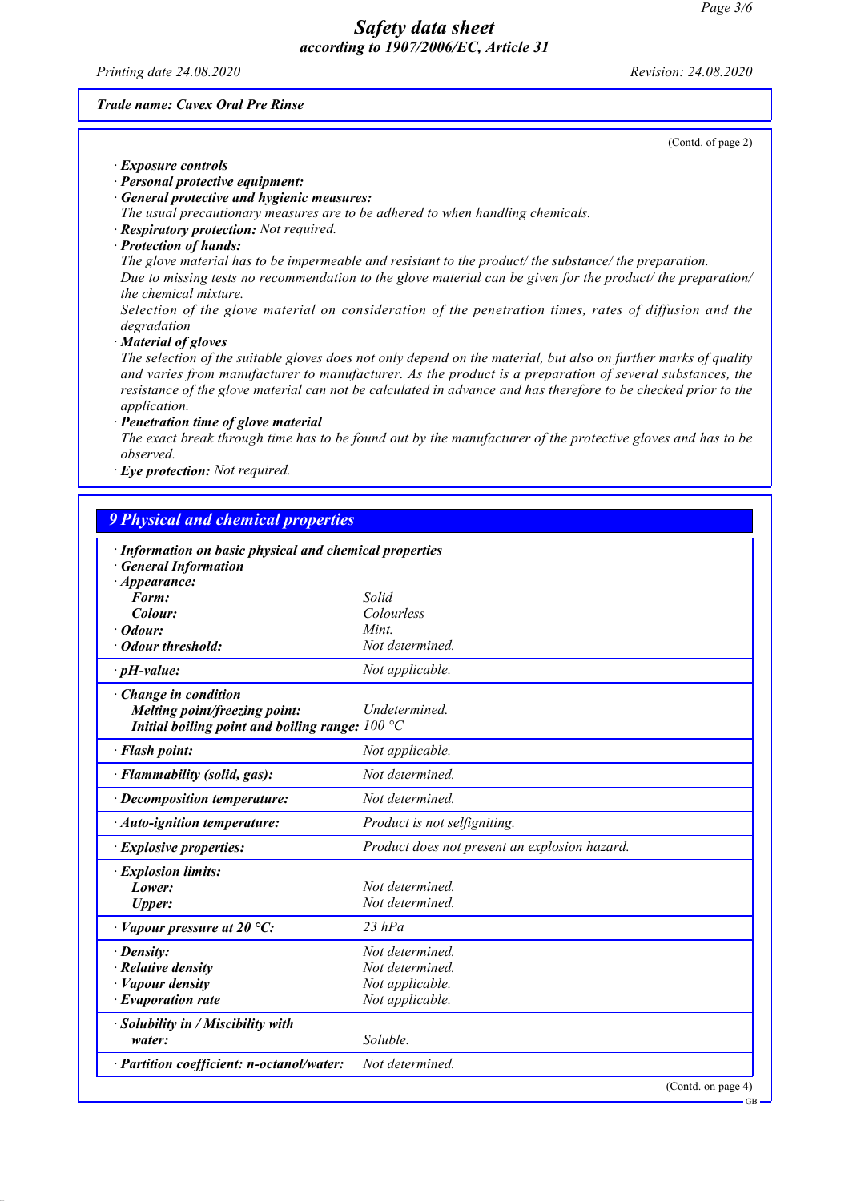(Contd. of page 2)

· **Exposure controls**
· **Personal protective equipment:**
· **General protective and hygienic measures:**
The usual precautionary measures are to be adhered to when handling chemicals.
· **Respiratory protection:** Not required.
· **Protection of hands:**
The glove material has to be impermeable and resistant to the product/ the substance/ the preparation.
Due to missing tests no recommendation to the glove material can be given for the product/ the preparation/ the chemical mixture.
Selection of the glove material on consideration of the penetration times, rates of diffusion and the degradation
· **Material of gloves**
The selection of the suitable gloves does not only depend on the material, but also on further marks of quality and varies from manufacturer to manufacturer. As the product is a preparation of several substances, the resistance of the glove material can not be calculated in advance and has therefore to be checked prior to the application.
· **Penetration time of glove material**
The exact break through time has to be found out by the manufacturer of the protective gloves and has to be observed.
· **Eye protection:** Not required.

## 9 Physical and chemical properties

| Property | Value |
|---|---|
| · **Information on basic physical and chemical properties** | |
| · **General Information** | |
| · **Appearance:** | |
| **Form:** | Solid |
| **Colour:** | Colourless |
| · **Odour:** | Mint. |
| · **Odour threshold:** | Not determined. |
| · **pH-value:** | Not applicable. |
| · **Change in condition** | |
| **Melting point/freezing point:** | Undetermined. |
| **Initial boiling point and boiling range:** | 100 °C |
| · **Flash point:** | Not applicable. |
| · **Flammability (solid, gas):** | Not determined. |
| · **Decomposition temperature:** | Not determined. |
| · **Auto-ignition temperature:** | Product is not selfigniting. |
| · **Explosive properties:** | Product does not present an explosion hazard. |
| · **Explosion limits:** | |
| **Lower:** | Not determined. |
| **Upper:** | Not determined. |
| · **Vapour pressure at 20 °C:** | 23 hPa |
| · **Density:** | Not determined. |
| · **Relative density** | Not determined. |
| · **Vapour density** | Not applicable. |
| · **Evaporation rate** | Not applicable. |
| · **Solubility in / Miscibility with** | |
| **water:** | Soluble. |
| · **Partition coefficient: n-octanol/water:** | Not determined. |

(Contd. on page 4)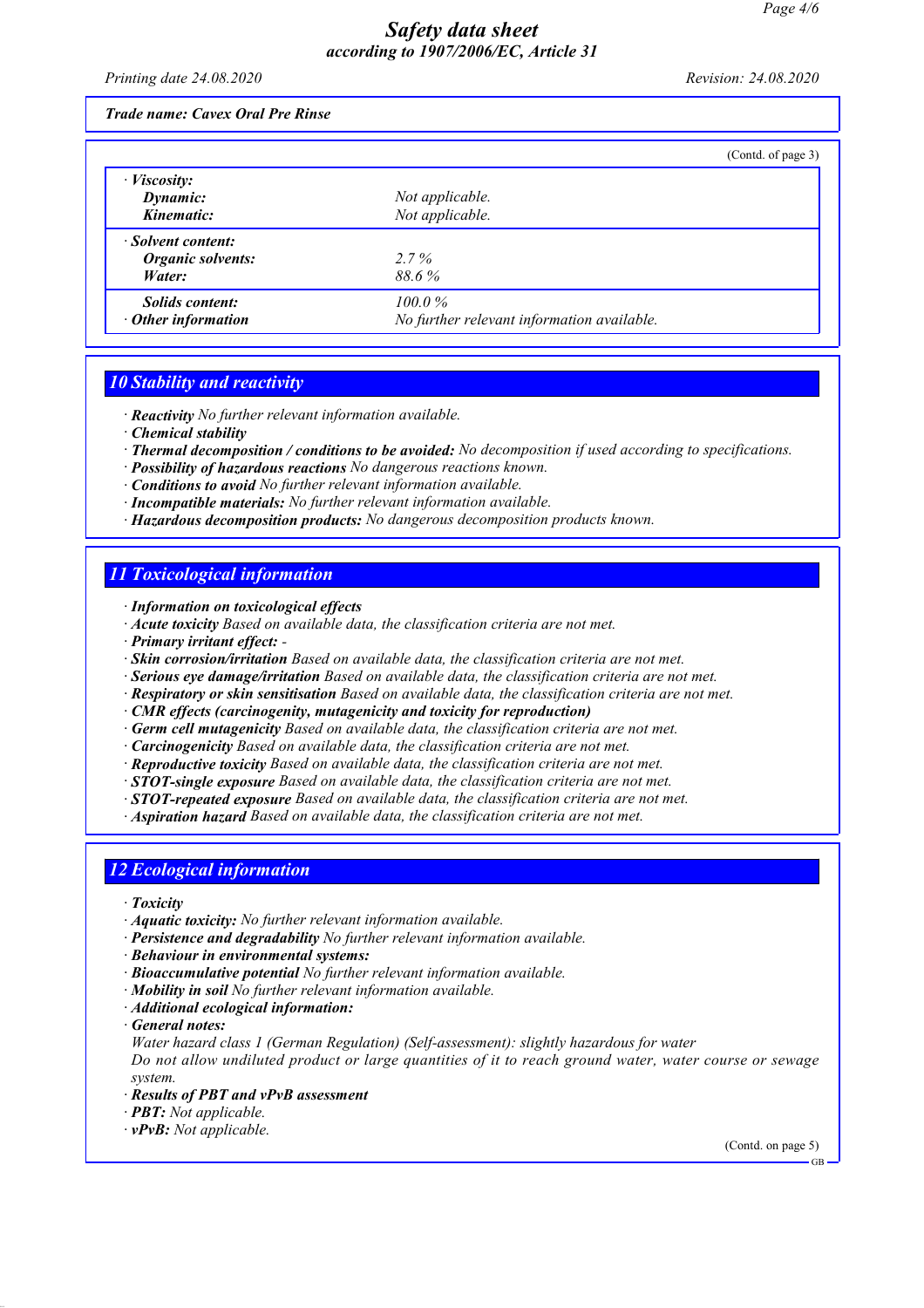Trade name: Cavex Oral Pre Rinse

(Contd. of page 3)

| | |
|---|---|
| · **Viscosity:** | |
| **Dynamic:** | Not applicable. |
| **Kinematic:** | Not applicable. |
| · **Solvent content:** | |
| **Organic solvents:** | 2.7 % |
| **Water:** | 88.6 % |
| **Solids content:** | 100.0 % |
| · **Other information** | No further relevant information available. |

## 10 Stability and reactivity

· **Reactivity** No further relevant information available.
· **Chemical stability**
· **Thermal decomposition / conditions to be avoided:** No decomposition if used according to specifications.
· **Possibility of hazardous reactions** No dangerous reactions known.
· **Conditions to avoid** No further relevant information available.
· **Incompatible materials:** No further relevant information available.
· **Hazardous decomposition products:** No dangerous decomposition products known.

## 11 Toxicological information

· **Information on toxicological effects**
· **Acute toxicity** Based on available data, the classification criteria are not met.
· **Primary irritant effect:** -
· **Skin corrosion/irritation** Based on available data, the classification criteria are not met.
· **Serious eye damage/irritation** Based on available data, the classification criteria are not met.
· **Respiratory or skin sensitisation** Based on available data, the classification criteria are not met.
· **CMR effects (carcinogenity, mutagenicity and toxicity for reproduction)**
· **Germ cell mutagenicity** Based on available data, the classification criteria are not met.
· **Carcinogenicity** Based on available data, the classification criteria are not met.
· **Reproductive toxicity** Based on available data, the classification criteria are not met.
· **STOT-single exposure** Based on available data, the classification criteria are not met.
· **STOT-repeated exposure** Based on available data, the classification criteria are not met.
· **Aspiration hazard** Based on available data, the classification criteria are not met.

## 12 Ecological information

· **Toxicity**
· **Aquatic toxicity:** No further relevant information available.
· **Persistence and degradability** No further relevant information available.
· **Behaviour in environmental systems:**
· **Bioaccumulative potential** No further relevant information available.
· **Mobility in soil** No further relevant information available.
· **Additional ecological information:**
· **General notes:**
Water hazard class 1 (German Regulation) (Self-assessment): slightly hazardous for water
Do not allow undiluted product or large quantities of it to reach ground water, water course or sewage system.
· **Results of PBT and vPvB assessment**
· **PBT:** Not applicable.
· **vPvB:** Not applicable.

(Contd. on page 5)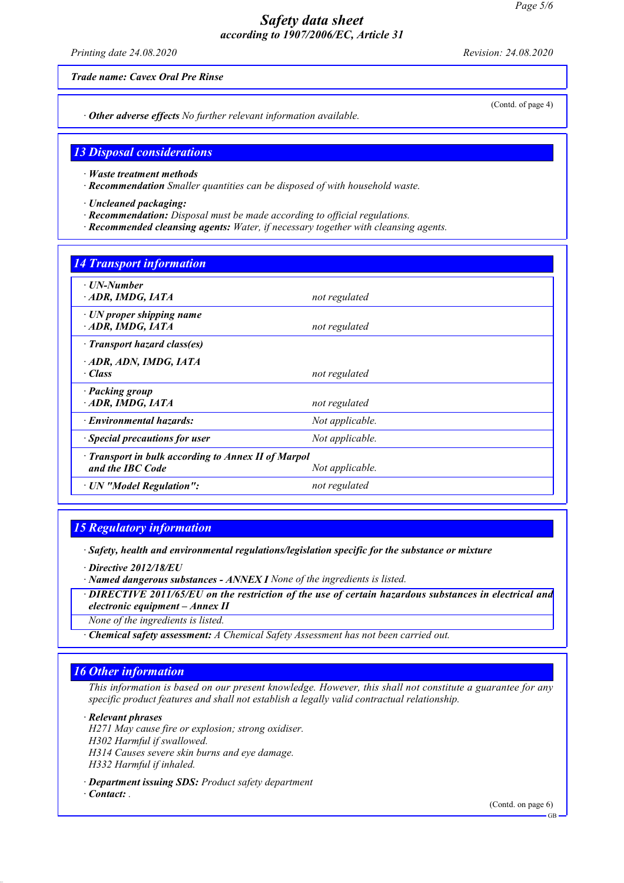**Trade name: Cavex Oral Pre Rinse**

(Contd. of page 4)

· **Other adverse effects** No further relevant information available.

## 13 Disposal considerations

· **Waste treatment methods**
· **Recommendation** Smaller quantities can be disposed of with household waste.

· **Uncleaned packaging:**
· **Recommendation:** Disposal must be made according to official regulations.
· **Recommended cleansing agents:** Water, if necessary together with cleansing agents.

## 14 Transport information

| | |
|---|---|
| · **UN-Number**<br>· **ADR, IMDG, IATA** | not regulated |
| · **UN proper shipping name**<br>· **ADR, IMDG, IATA** | not regulated |
| · **Transport hazard class(es)**<br>· **ADR, ADN, IMDG, IATA**<br>· **Class** | not regulated |
| · **Packing group**<br>· **ADR, IMDG, IATA** | not regulated |
| · **Environmental hazards:** | Not applicable. |
| · **Special precautions for user** | Not applicable. |
| · **Transport in bulk according to Annex II of Marpol and the IBC Code** | Not applicable. |
| · **UN "Model Regulation":** | not regulated |

## 15 Regulatory information

· **Safety, health and environmental regulations/legislation specific for the substance or mixture**

· **Directive 2012/18/EU**
· **Named dangerous substances - ANNEX I** None of the ingredients is listed.

· **DIRECTIVE 2011/65/EU on the restriction of the use of certain hazardous substances in electrical and electronic equipment – Annex II**
None of the ingredients is listed.

· **Chemical safety assessment:** A Chemical Safety Assessment has not been carried out.

## 16 Other information

This information is based on our present knowledge. However, this shall not constitute a guarantee for any specific product features and shall not establish a legally valid contractual relationship.

· **Relevant phrases**
H271 May cause fire or explosion; strong oxidiser.
H302 Harmful if swallowed.
H314 Causes severe skin burns and eye damage.
H332 Harmful if inhaled.

· **Department issuing SDS:** Product safety department
· **Contact:** .

(Contd. on page 6)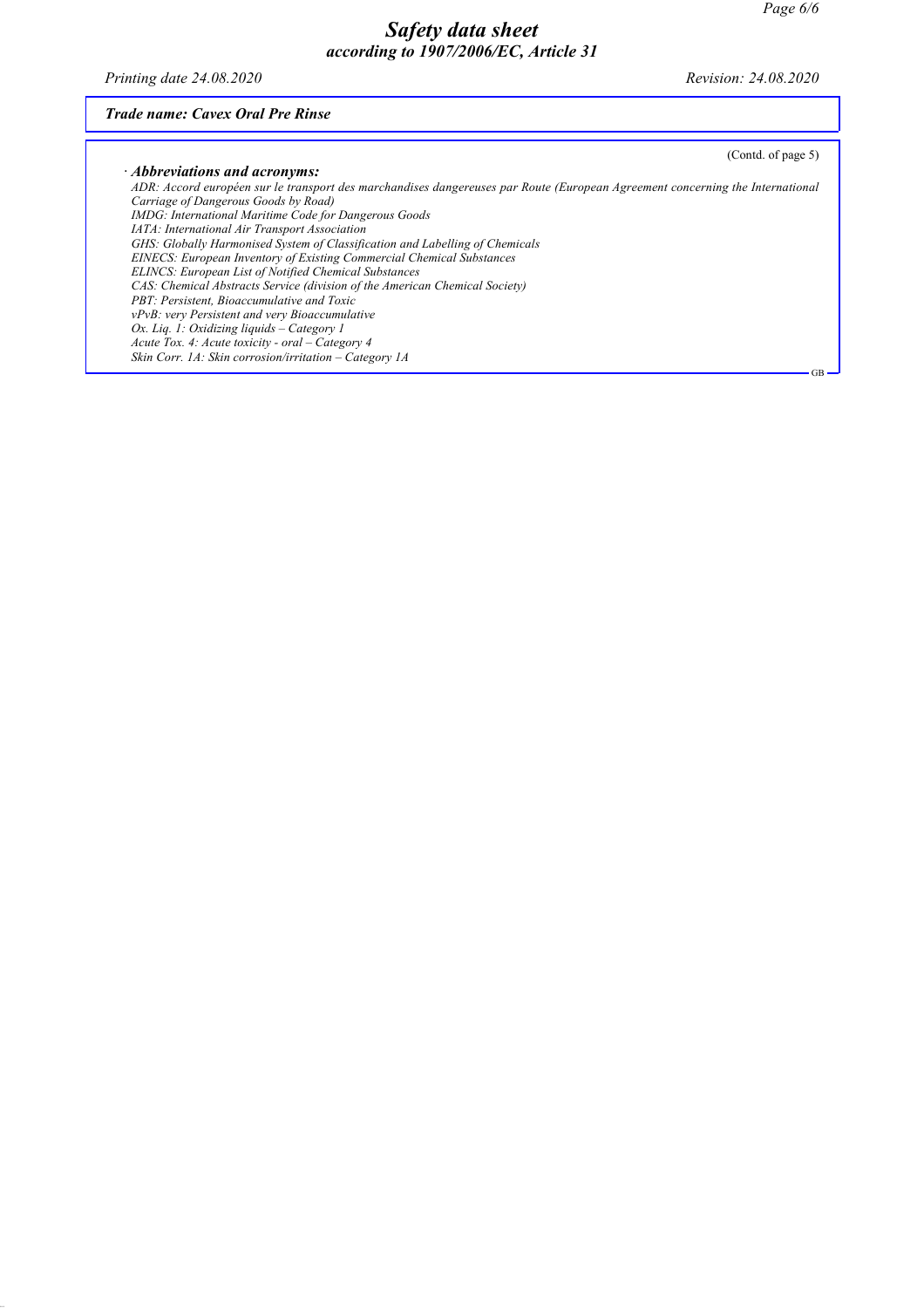*Trade name: Cavex Oral Pre Rinse*

(Contd. of page 5)

*· **Abbreviations and acronyms:***

*ADR: Accord européen sur le transport des marchandises dangereuses par Route (European Agreement concerning the International Carriage of Dangerous Goods by Road)*
*IMDG: International Maritime Code for Dangerous Goods*
*IATA: International Air Transport Association*
*GHS: Globally Harmonised System of Classification and Labelling of Chemicals*
*EINECS: European Inventory of Existing Commercial Chemical Substances*
*ELINCS: European List of Notified Chemical Substances*
*CAS: Chemical Abstracts Service (division of the American Chemical Society)*
*PBT: Persistent, Bioaccumulative and Toxic*
*vPvB: very Persistent and very Bioaccumulative*
*Ox. Liq. 1: Oxidizing liquids – Category 1*
*Acute Tox. 4: Acute toxicity - oral – Category 4*
*Skin Corr. 1A: Skin corrosion/irritation – Category 1A*

GB